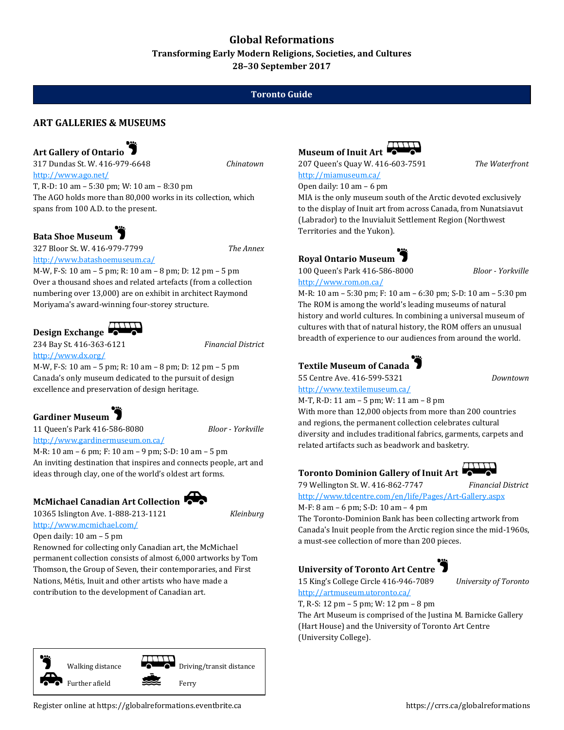# Global Reformations

**Transforming Early Modern Religions, Societies, and Cultures**

**28–30 September 2017**

## Toronto Guide

## ART GALLERIES & MUSEUMS

### Art Gallery of Ontario

317 Dundas St. W. 416-979-6648 *Chinatown*

http://www.ago.net/

T, R-D: 10 am – 5:30 pm; W: 10 am – 8:30 pm

The AGO holds more than 80,000 works in its collection, which spans from 100 A.D. to the present.

### Bata Shoe Museum

327 Bloor St. W. 416-979-7799 *The Annex*

http://www.batashoemuseum.ca/

M-W, F-S: 10 am – 5 pm; R: 10 am – 8 pm; D: 12 pm – 5 pm

Over a thousand shoes and related artefacts (from a collection numbering over 13,000) are on exhibit in architect Raymond Moriyama's award-winning four-storey structure.

### Design Exchange

234 Bay St. 416-363-6121 *Financial District*

http://www.dx.org/

M-W, F-S: 10 am – 5 pm; R: 10 am – 8 pm; D: 12 pm – 5 pm

Canada's only museum dedicated to the pursuit of design excellence and preservation of design heritage.

### Gardiner Museum

11 Queen's Park 416-586-8080 *Bloor - Yorkville*

http://www.gardinermuseum.on.ca/

M-R: 10 am – 6 pm; F: 10 am – 9 pm; S-D: 10 am – 5 pm

An inviting destination that inspires and connects people, art and ideas through clay, one of the world's oldest art forms.

### McMichael Canadian Art Collection

10365 Islington Ave. 1-888-213-1121 *Kleinburg*

http://www.mcmichael.com/

Open daily: 10 am – 5 pm

Renowned for collecting only Canadian art, the McMichael permanent collection consists of almost 6,000 artworks by Tom Thomson, the Group of Seven, their contemporaries, and First Nations, Métis, Inuit and other artists who have made a contribution to the development of Canadian art.

### Museum of Inuit Art

207 Queen's Quay W. 416-603-7591 *The Waterfront*

http://miamuseum.ca/

Open daily: 10 am – 6 pm

MIA is the only museum south of the Arctic devoted exclusively to the display of Inuit art from across Canada, from Nunatsiavut (Labrador) to the Inuvialuit Settlement Region (Northwest Territories and the Yukon).

### Royal Ontario Museum

100 Queen's Park 416-586-8000 *Bloor - Yorkville*

http://www.rom.on.ca/

M-R: 10 am – 5:30 pm; F: 10 am – 6:30 pm; S-D: 10 am – 5:30 pm

The ROM is among the world's leading museums of natural history and world cultures. In combining a universal museum of cultures with that of natural history, the ROM offers an unusual breadth of experience to our audiences from around the world.

### Textile Museum of Canada

55 Centre Ave. 416-599-5321 *Downtown*

http://www.textilemuseum.ca/

M-T, R-D: 11 am – 5 pm; W: 11 am – 8 pm

With more than 12,000 objects from more than 200 countries and regions, the permanent collection celebrates cultural diversity and includes traditional fabrics, garments, carpets and related artifacts such as beadwork and basketry.

### Toronto Dominion Gallery of Inuit Art

79 Wellington St. W. 416-862-7747 *Financial District*

http://www.tdcentre.com/en/life/Pages/Art-Gallery.aspx

M-F: 8 am – 6 pm; S-D: 10 am – 4 pm

The Toronto-Dominion Bank has been collecting artwork from Canada's Inuit people from the Arctic region since the mid-1960s, a must-see collection of more than 200 pieces.

### University of Toronto Art Centre

15 King's College Circle 416-946-7089 *University of Toronto*

http://artmuseum.utoronto.ca/

T, R-S: 12 pm – 5 pm; W: 12 pm – 8 pm

The Art Museum is comprised of the Justina M. Barnicke Gallery (Hart House) and the University of Toronto Art Centre (University College).

---

Legend: Walking distance · Driving/transit distance · Further afield · Ferry

Register online at https://globalreformations.eventbrite.ca

https://crrs.ca/globalreformations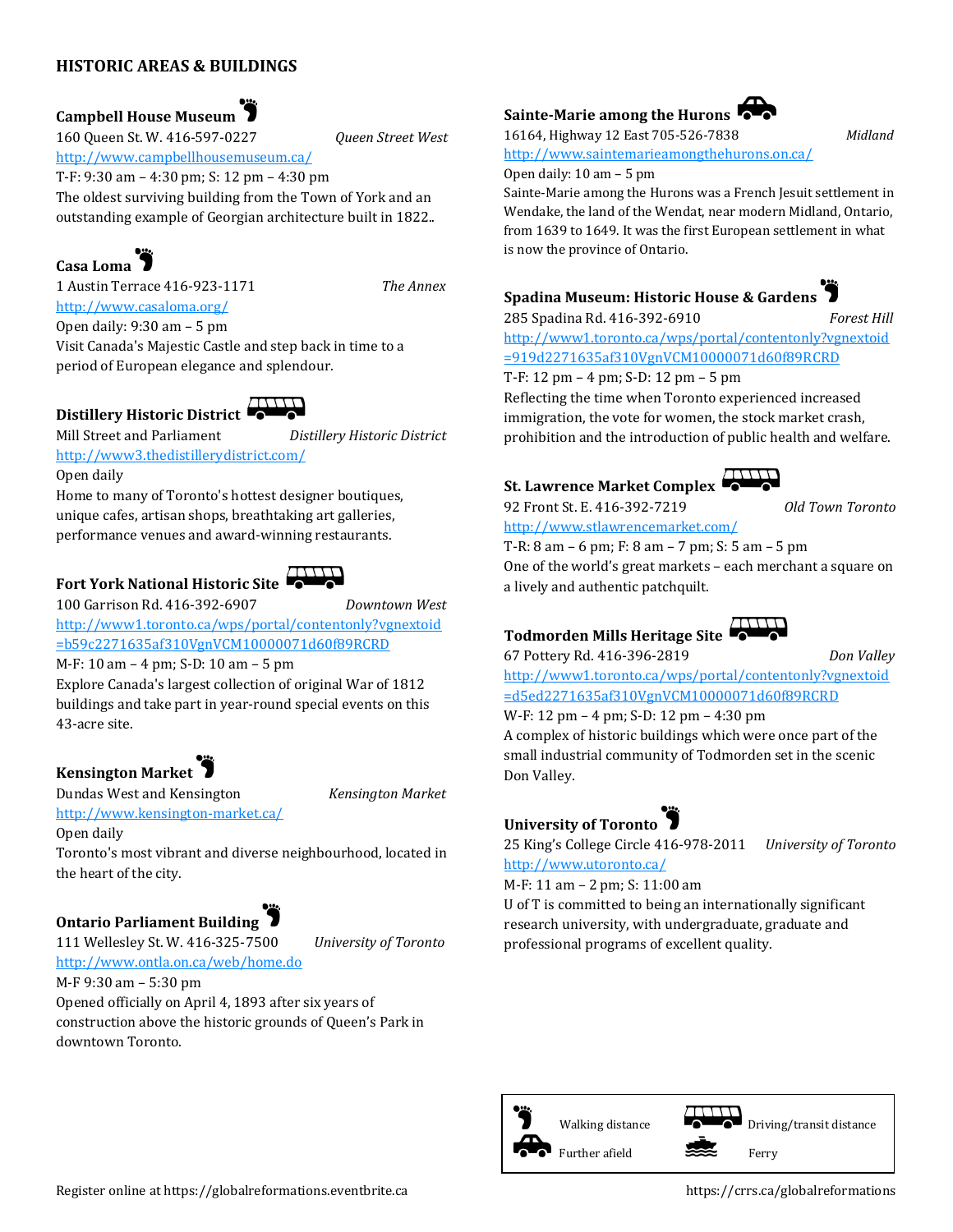## HISTORIC AREAS & BUILDINGS

### Campbell House Museum

160 Queen St. W. 416-597-0227 *Queen Street West*
http://www.campbellhousemuseum.ca/
T-F: 9:30 am – 4:30 pm; S: 12 pm – 4:30 pm
The oldest surviving building from the Town of York and an outstanding example of Georgian architecture built in 1822..

### Casa Loma

1 Austin Terrace 416-923-1171 *The Annex*
http://www.casaloma.org/
Open daily: 9:30 am – 5 pm
Visit Canada's Majestic Castle and step back in time to a period of European elegance and splendour.

### Distillery Historic District

Mill Street and Parliament *Distillery Historic District*
http://www3.thedistillerydistrict.com/
Open daily
Home to many of Toronto's hottest designer boutiques, unique cafes, artisan shops, breathtaking art galleries, performance venues and award-winning restaurants.

### Fort York National Historic Site

100 Garrison Rd. 416-392-6907 *Downtown West*
http://www1.toronto.ca/wps/portal/contentonly?vgnextoid=b59c2271635af310VgnVCM10000071d60f89RCRD
M-F: 10 am – 4 pm; S-D: 10 am – 5 pm
Explore Canada's largest collection of original War of 1812 buildings and take part in year-round special events on this 43-acre site.

### Kensington Market

Dundas West and Kensington *Kensington Market*
http://www.kensington-market.ca/
Open daily
Toronto's most vibrant and diverse neighbourhood, located in the heart of the city.

### Ontario Parliament Building

111 Wellesley St. W. 416-325-7500 *University of Toronto*
http://www.ontla.on.ca/web/home.do
M-F 9:30 am – 5:30 pm
Opened officially on April 4, 1893 after six years of construction above the historic grounds of Queen's Park in downtown Toronto.

### Sainte-Marie among the Hurons

16164, Highway 12 East 705-526-7838 *Midland*
http://www.saintemarieamongthehurons.on.ca/
Open daily: 10 am – 5 pm
Sainte-Marie among the Hurons was a French Jesuit settlement in Wendake, the land of the Wendat, near modern Midland, Ontario, from 1639 to 1649. It was the first European settlement in what is now the province of Ontario.

### Spadina Museum: Historic House & Gardens

285 Spadina Rd. 416-392-6910 *Forest Hill*
http://www1.toronto.ca/wps/portal/contentonly?vgnextoid=919d2271635af310VgnVCM10000071d60f89RCRD
T-F: 12 pm – 4 pm; S-D: 12 pm – 5 pm
Reflecting the time when Toronto experienced increased immigration, the vote for women, the stock market crash, prohibition and the introduction of public health and welfare.

### St. Lawrence Market Complex

92 Front St. E. 416-392-7219 *Old Town Toronto*
http://www.stlawrencemarket.com/
T-R: 8 am – 6 pm; F: 8 am – 7 pm; S: 5 am – 5 pm
One of the world's great markets – each merchant a square on a lively and authentic patchquilt.

### Todmorden Mills Heritage Site

67 Pottery Rd. 416-396-2819 *Don Valley*
http://www1.toronto.ca/wps/portal/contentonly?vgnextoid=d5ed2271635af310VgnVCM10000071d60f89RCRD
W-F: 12 pm – 4 pm; S-D: 12 pm – 4:30 pm
A complex of historic buildings which were once part of the small industrial community of Todmorden set in the scenic Don Valley.

### University of Toronto

25 King's College Circle 416-978-2011 *University of Toronto*
http://www.utoronto.ca/
M-F: 11 am – 2 pm; S: 11:00 am
U of T is committed to being an internationally significant research university, with undergraduate, graduate and professional programs of excellent quality.

Walking distance · Driving/transit distance · Further afield · Ferry

Register online at https://globalreformations.eventbrite.ca https://crrs.ca/globalreformations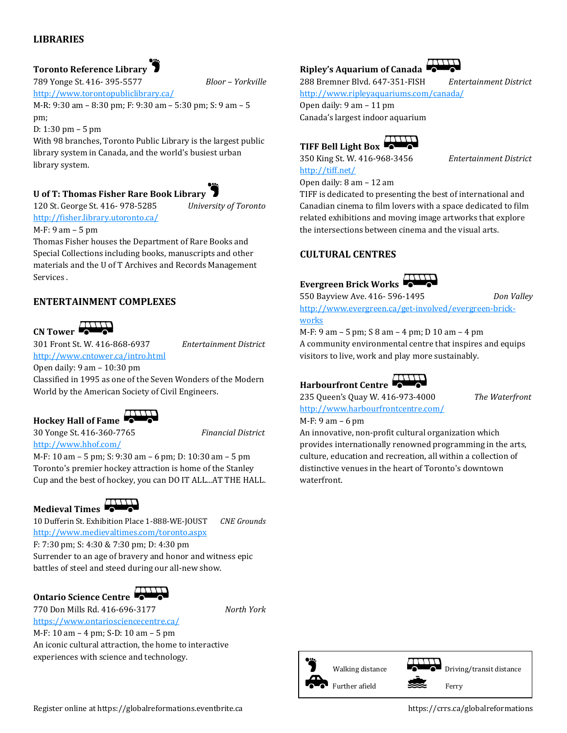## LIBRARIES

**Toronto Reference Library**
789 Yonge St. 416- 395-5577 *Bloor – Yorkville*
http://www.torontopubliclibrary.ca/
M-R: 9:30 am – 8:30 pm; F: 9:30 am – 5:30 pm; S: 9 am – 5 pm;
D: 1:30 pm – 5 pm
With 98 branches, Toronto Public Library is the largest public library system in Canada, and the world's busiest urban library system.

**U of T: Thomas Fisher Rare Book Library**
120 St. George St. 416- 978-5285 *University of Toronto*
http://fisher.library.utoronto.ca/
M-F: 9 am – 5 pm
Thomas Fisher houses the Department of Rare Books and Special Collections including books, manuscripts and other materials and the U of T Archives and Records Management Services .

## ENTERTAINMENT COMPLEXES

**CN Tower**
301 Front St. W. 416-868-6937 *Entertainment District*
http://www.cntower.ca/intro.html
Open daily: 9 am – 10:30 pm
Classified in 1995 as one of the Seven Wonders of the Modern World by the American Society of Civil Engineers.

**Hockey Hall of Fame**
30 Yonge St. 416-360-7765 *Financial District*
http://www.hhof.com/
M-F: 10 am – 5 pm; S: 9:30 am – 6 pm; D: 10:30 am – 5 pm
Toronto's premier hockey attraction is home of the Stanley Cup and the best of hockey, you can DO IT ALL...AT THE HALL.

**Medieval Times**
10 Dufferin St. Exhibition Place 1-888-WE-JOUST *CNE Grounds*
http://www.medievaltimes.com/toronto.aspx
F: 7:30 pm; S: 4:30 & 7:30 pm; D: 4:30 pm
Surrender to an age of bravery and honor and witness epic battles of steel and steed during our all-new show.

**Ontario Science Centre**
770 Don Mills Rd. 416-696-3177 *North York*
https://www.ontariosciencecentre.ca/
M-F: 10 am – 4 pm; S-D: 10 am – 5 pm
An iconic cultural attraction, the home to interactive experiences with science and technology.

**Ripley's Aquarium of Canada**
288 Bremner Blvd. 647-351-FISH *Entertainment District*
http://www.ripleyaquariums.com/canada/
Open daily: 9 am – 11 pm
Canada's largest indoor aquarium

**TIFF Bell Light Box**
350 King St. W. 416-968-3456 *Entertainment District*
http://tiff.net/
Open daily: 8 am – 12 am
TIFF is dedicated to presenting the best of international and Canadian cinema to film lovers with a space dedicated to film related exhibitions and moving image artworks that explore the intersections between cinema and the visual arts.

## CULTURAL CENTRES

**Evergreen Brick Works**
550 Bayview Ave. 416- 596-1495 *Don Valley*
http://www.evergreen.ca/get-involved/evergreen-brick-works
M-F: 9 am – 5 pm; S 8 am – 4 pm; D 10 am – 4 pm
A community environmental centre that inspires and equips visitors to live, work and play more sustainably.

**Harbourfront Centre**
235 Queen's Quay W. 416-973-4000 *The Waterfront*
http://www.harbourfrontcentre.com/
M-F: 9 am – 6 pm
An innovative, non-profit cultural organization which provides internationally renowned programming in the arts, culture, education and recreation, all within a collection of distinctive venues in the heart of Toronto's downtown waterfront.

| | |
|---|---|
| Walking distance | Driving/transit distance |
| Further afield | Ferry |

Register online at https://globalreformations.eventbrite.ca

https://crrs.ca/globalreformations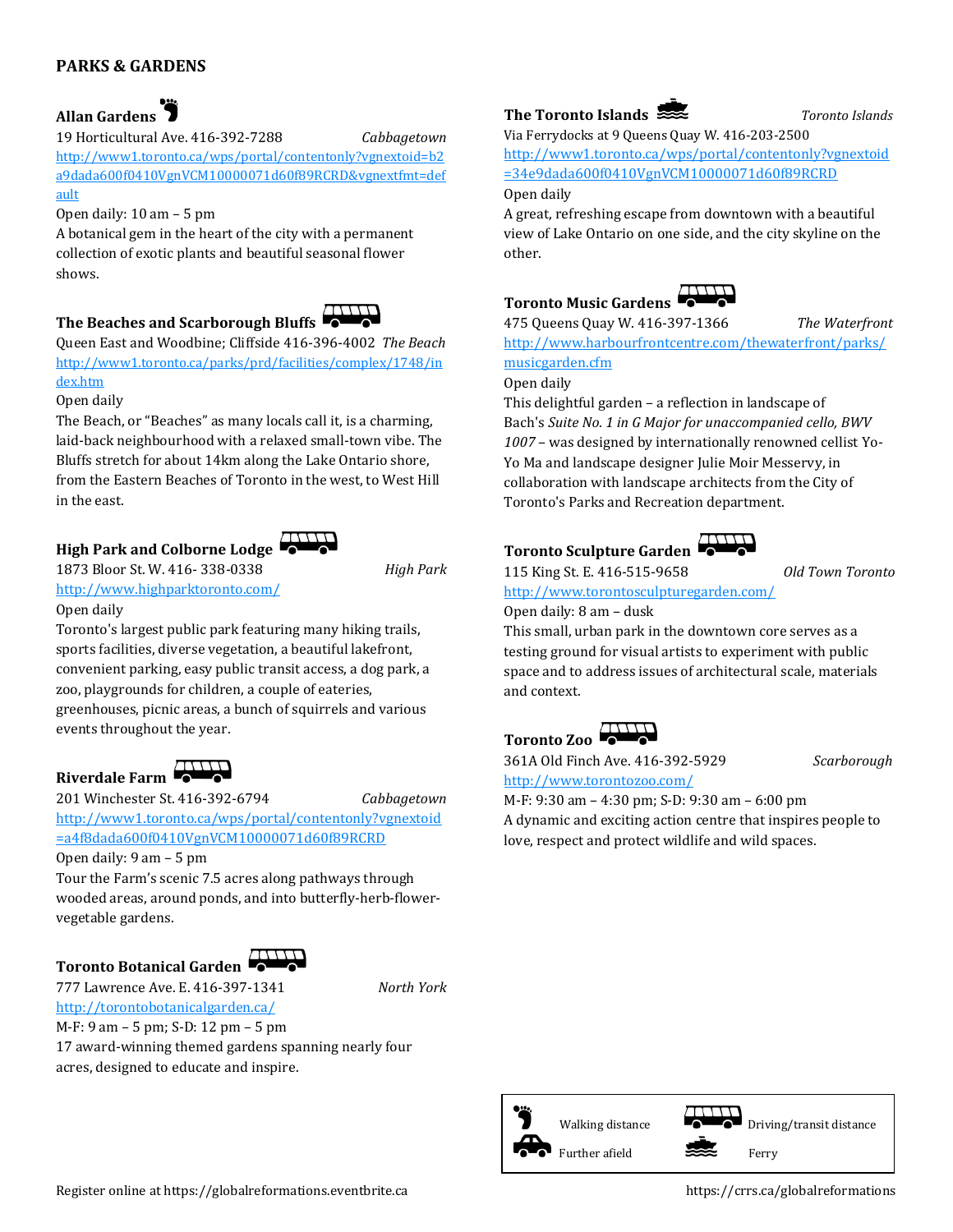## PARKS & GARDENS

### Allan Gardens

19 Horticultural Ave. 416-392-7288 *Cabbagetown*

http://www1.toronto.ca/wps/portal/contentonly?vgnextoid=b2a9dada600f0410VgnVCM10000071d60f89RCRD&vgnextfmt=default

Open daily: 10 am – 5 pm

A botanical gem in the heart of the city with a permanent collection of exotic plants and beautiful seasonal flower shows.

### The Beaches and Scarborough Bluffs

Queen East and Woodbine; Cliffside 416-396-4002 *The Beach*

http://www1.toronto.ca/parks/prd/facilities/complex/1748/index.htm

Open daily

The Beach, or "Beaches" as many locals call it, is a charming, laid-back neighbourhood with a relaxed small-town vibe. The Bluffs stretch for about 14km along the Lake Ontario shore, from the Eastern Beaches of Toronto in the west, to West Hill in the east.

### High Park and Colborne Lodge

1873 Bloor St. W. 416- 338-0338 *High Park*

http://www.highparktoronto.com/

Open daily

Toronto's largest public park featuring many hiking trails, sports facilities, diverse vegetation, a beautiful lakefront, convenient parking, easy public transit access, a dog park, a zoo, playgrounds for children, a couple of eateries, greenhouses, picnic areas, a bunch of squirrels and various events throughout the year.

### Riverdale Farm

201 Winchester St. 416-392-6794 *Cabbagetown*

http://www1.toronto.ca/wps/portal/contentonly?vgnextoid=a4f8dada600f0410VgnVCM10000071d60f89RCRD

Open daily: 9 am – 5 pm

Tour the Farm's scenic 7.5 acres along pathways through wooded areas, around ponds, and into butterfly-herb-flower-vegetable gardens.

### Toronto Botanical Garden

777 Lawrence Ave. E. 416-397-1341 *North York*

http://torontobotanicalgarden.ca/

M-F: 9 am – 5 pm; S-D: 12 pm – 5 pm

17 award-winning themed gardens spanning nearly four acres, designed to educate and inspire.

### The Toronto Islands

*Toronto Islands*

Via Ferrydocks at 9 Queens Quay W. 416-203-2500

http://www1.toronto.ca/wps/portal/contentonly?vgnextoid=34e9dada600f0410VgnVCM10000071d60f89RCRD

Open daily

A great, refreshing escape from downtown with a beautiful view of Lake Ontario on one side, and the city skyline on the other.

### Toronto Music Gardens

475 Queens Quay W. 416-397-1366 *The Waterfront*

http://www.harbourfrontcentre.com/thewaterfront/parks/musicgarden.cfm

Open daily

This delightful garden – a reflection in landscape of Bach's *Suite No. 1 in G Major for unaccompanied cello, BWV 1007* – was designed by internationally renowned cellist Yo-Yo Ma and landscape designer Julie Moir Messervy, in collaboration with landscape architects from the City of Toronto's Parks and Recreation department.

### Toronto Sculpture Garden

115 King St. E. 416-515-9658 *Old Town Toronto*

http://www.torontosculpturegarden.com/

Open daily: 8 am – dusk

This small, urban park in the downtown core serves as a testing ground for visual artists to experiment with public space and to address issues of architectural scale, materials and context.

### Toronto Zoo

361A Old Finch Ave. 416-392-5929 *Scarborough*

http://www.torontozoo.com/

M-F: 9:30 am – 4:30 pm; S-D: 9:30 am – 6:00 pm

A dynamic and exciting action centre that inspires people to love, respect and protect wildlife and wild spaces.

Walking distance
Driving/transit distance
Further afield
Ferry

Register online at https://globalreformations.eventbrite.ca

https://crrs.ca/globalreformations